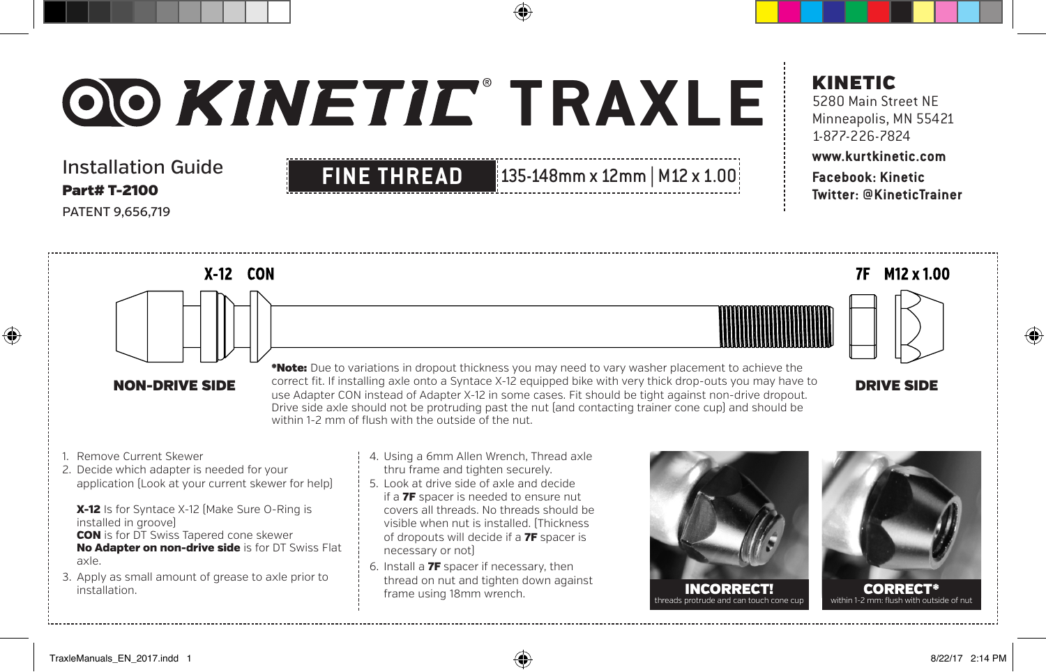# KINETIC® TRAXLE

Installation Guide
**Part# T-2100**
PATENT 9,656,719

**FINE THREAD** 135-148mm x 12mm | M12 x 1.00

**KINETIC**
5280 Main Street NE
Minneapolis, MN 55421
1-877-226-7824
**www.kurtkinetic.com**
**Facebook: Kinetic**
**Twitter: @KineticTrainer**

X-12 CON — 7F M12 x 1.00

**NON-DRIVE SIDE** — **DRIVE SIDE**

***Note:** Due to variations in dropout thickness you may need to vary washer placement to achieve the correct fit. If installing axle onto a Syntace X-12 equipped bike with very thick drop-outs you may have to use Adapter CON instead of Adapter X-12 in some cases. Fit should be tight against non-drive dropout. Drive side axle should not be protruding past the nut (and contacting trainer cone cup) and should be within 1-2 mm of flush with the outside of the nut.

1. Remove Current Skewer
2. Decide which adapter is needed for your application (Look at your current skewer for help)

   **X-12** Is for Syntace X-12 (Make Sure O-Ring is installed in groove)
   **CON** is for DT Swiss Tapered cone skewer
   **No Adapter on non-drive side** is for DT Swiss Flat axle.
3. Apply as small amount of grease to axle prior to installation.
4. Using a 6mm Allen Wrench, Thread axle thru frame and tighten securely.
5. Look at drive side of axle and decide if a **7F** spacer is needed to ensure nut covers all threads. No threads should be visible when nut is installed. (Thickness of dropouts will decide if a **7F** spacer is necessary or not)
6. Install a **7F** spacer if necessary, then thread on nut and tighten down against frame using 18mm wrench.

**INCORRECT!**
threads protrude and can touch cone cup

**CORRECT***
within 1-2 mm: flush with outside of nut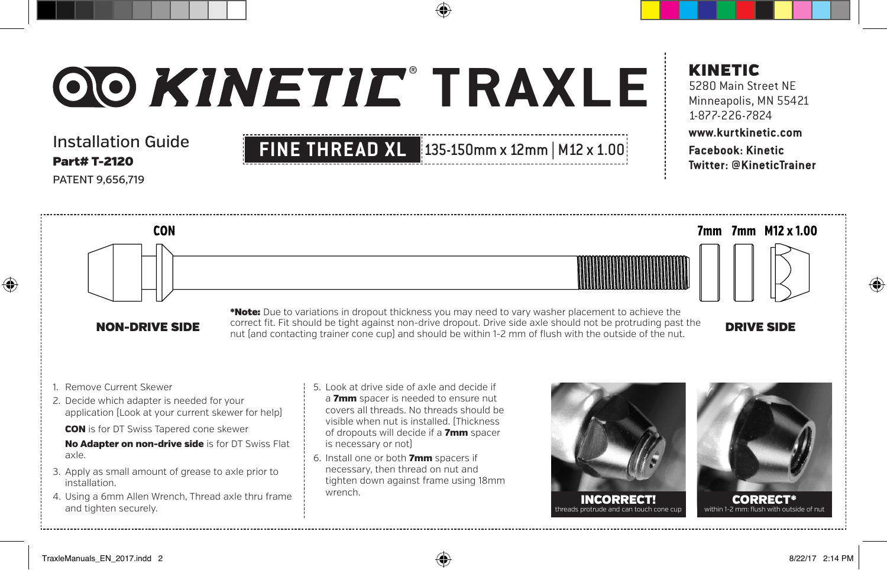# KINETIC® TRAXLE

## Installation Guide

**Part# T-2120**

PATENT 9,656,719

**FINE THREAD XL** 135-150mm x 12mm | M12 x 1.00

**KINETIC**
5280 Main Street NE
Minneapolis, MN 55421
1-877-226-7824

**www.kurtkinetic.com**

**Facebook: Kinetic**
**Twitter: @KineticTrainer**

CON

7mm 7mm M12 x 1.00

**NON-DRIVE SIDE**

***Note:** Due to variations in dropout thickness you may need to vary washer placement to achieve the correct fit. Fit should be tight against non-drive dropout. Drive side axle should not be protruding past the nut (and contacting trainer cone cup) and should be within 1-2 mm of flush with the outside of the nut.

**DRIVE SIDE**

1. Remove Current Skewer
2. Decide which adapter is needed for your application (Look at your current skewer for help)

   **CON** is for DT Swiss Tapered cone skewer

   **No Adapter on non-drive side** is for DT Swiss Flat axle.
3. Apply as small amount of grease to axle prior to installation.
4. Using a 6mm Allen Wrench, Thread axle thru frame and tighten securely.
5. Look at drive side of axle and decide if a **7mm** spacer is needed to ensure nut covers all threads. No threads should be visible when nut is installed. (Thickness of dropouts will decide if a **7mm** spacer is necessary or not)
6. Install one or both **7mm** spacers if necessary, then thread on nut and tighten down against frame using 18mm wrench.

**INCORRECT!**
threads protrude and can touch cone cup

**CORRECT***
within 1-2 mm: flush with outside of nut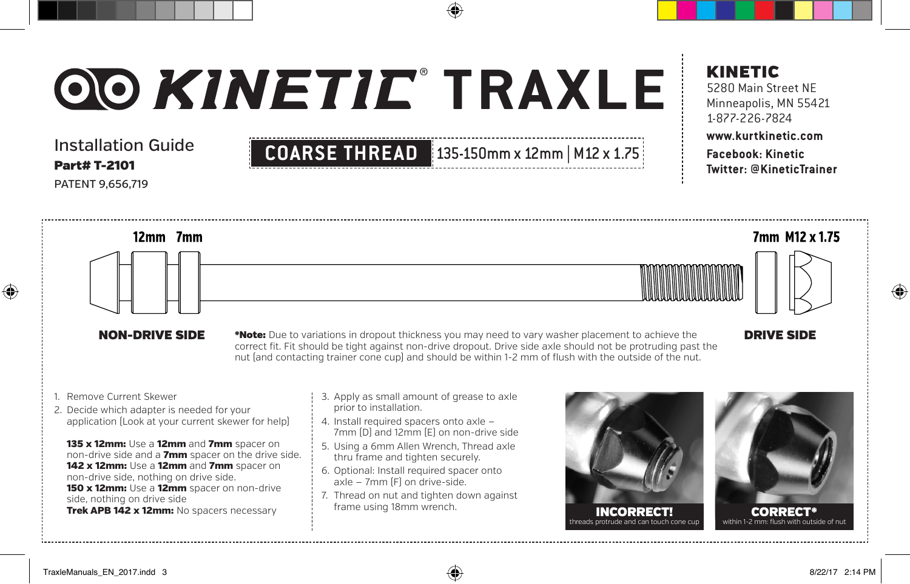# KINETIC® TRAXLE

## Installation Guide

**Part# T-2101**

PATENT 9,656,719

**COARSE THREAD** 135-150mm x 12mm | M12 x 1.75

**KINETIC**
5280 Main Street NE
Minneapolis, MN 55421
1-877-226-7824

**www.kurtkinetic.com**

**Facebook: Kinetic**

**Twitter: @KineticTrainer**

12mm 7mm

7mm M12 x 1.75

**NON-DRIVE SIDE**

**DRIVE SIDE**

***Note:** Due to variations in dropout thickness you may need to vary washer placement to achieve the correct fit. Fit should be tight against non-drive dropout. Drive side axle should not be protruding past the nut (and contacting trainer cone cup) and should be within 1-2 mm of flush with the outside of the nut.

1. Remove Current Skewer
2. Decide which adapter is needed for your application (Look at your current skewer for help)

   **135 x 12mm:** Use a **12mm** and **7mm** spacer on non-drive side and a **7mm** spacer on the drive side.
   **142 x 12mm:** Use a **12mm** and **7mm** spacer on non-drive side, nothing on drive side.
   **150 x 12mm:** Use a **12mm** spacer on non-drive side, nothing on drive side
   **Trek APB 142 x 12mm:** No spacers necessary

3. Apply as small amount of grease to axle prior to installation.
4. Install required spacers onto axle – 7mm (D) and 12mm (E) on non-drive side
5. Using a 6mm Allen Wrench, Thread axle thru frame and tighten securely.
6. Optional: Install required spacer onto axle – 7mm (F) on drive-side.
7. Thread on nut and tighten down against frame using 18mm wrench.

**INCORRECT!**
threads protrude and can touch cone cup

**CORRECT***
within 1-2 mm: flush with outside of nut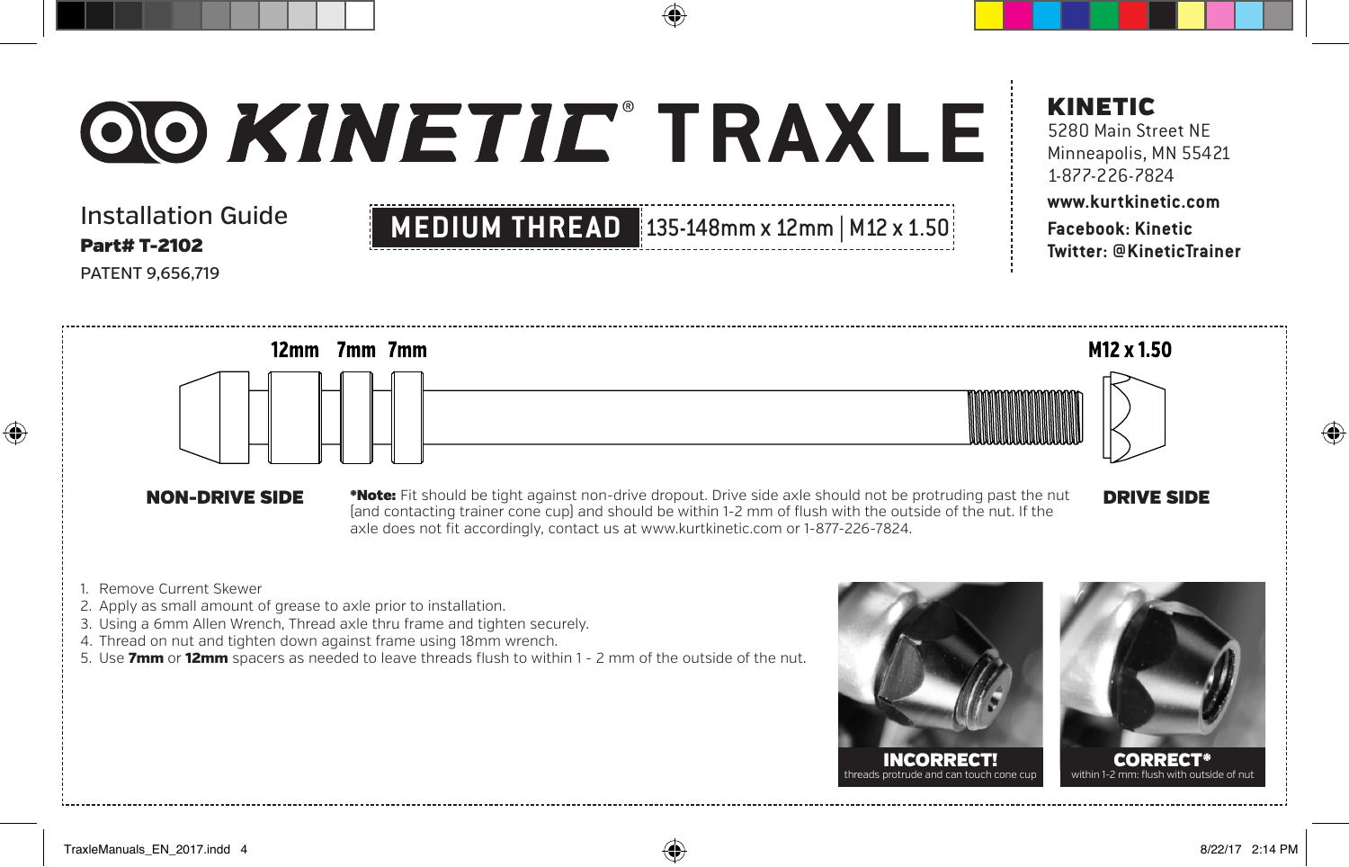# KINETIC® TRAXLE

Installation Guide

**Part# T-2102**

PATENT 9,656,719

**MEDIUM THREAD** 135-148mm x 12mm | M12 x 1.50

**KINETIC**
5280 Main Street NE
Minneapolis, MN 55421
1-877-226-7824

**www.kurtkinetic.com**

**Facebook: Kinetic**
**Twitter: @KineticTrainer**

12mm 7mm 7mm

M12 x 1.50

**NON-DRIVE SIDE**

**DRIVE SIDE**

***Note:** Fit should be tight against non-drive dropout. Drive side axle should not be protruding past the nut (and contacting trainer cone cup) and should be within 1-2 mm of flush with the outside of the nut. If the axle does not fit accordingly, contact us at www.kurtkinetic.com or 1-877-226-7824.

1. Remove Current Skewer
2. Apply as small amount of grease to axle prior to installation.
3. Using a 6mm Allen Wrench, Thread axle thru frame and tighten securely.
4. Thread on nut and tighten down against frame using 18mm wrench.
5. Use **7mm** or **12mm** spacers as needed to leave threads flush to within 1 - 2 mm of the outside of the nut.

**INCORRECT!**
threads protrude and can touch cone cup

**CORRECT***
within 1-2 mm: flush with outside of nut